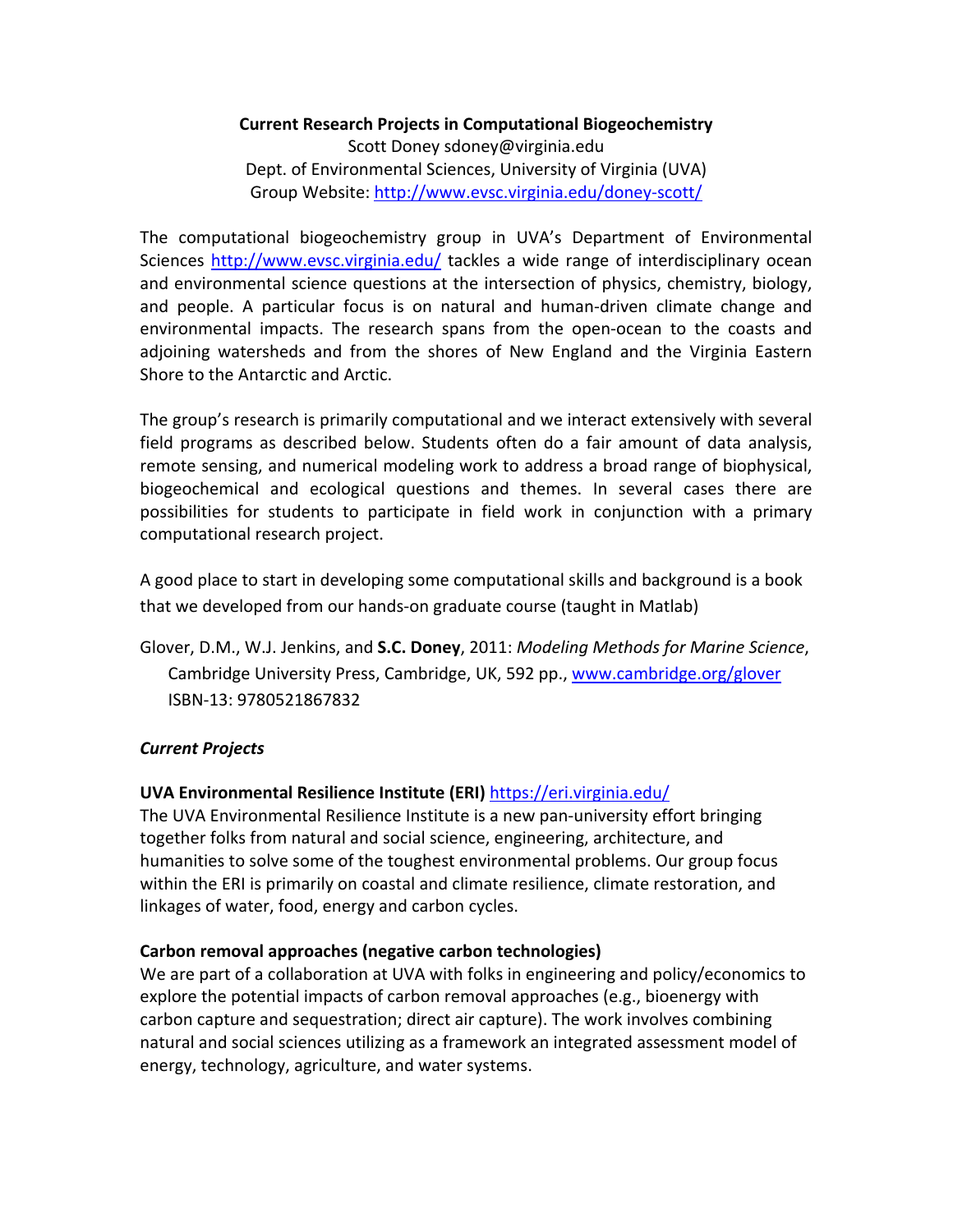**Current Research Projects in Computational Biogeochemistry**

Scott Doney sdoney@virginia.edu

Dept. of Environmental Sciences, University of Virginia (UVA)

Group Website: [http://www.evsc.virginia.edu/doney-scott/](http://www.evsc.virginia.edu/doney-scott/)

The computational biogeochemistry group in UVA's Department of Environmental Sciences [http://www.evsc.virginia.edu/](http://www.evsc.virginia.edu/) tackles a wide range of interdisciplinary ocean and environmental science questions at the intersection of physics, chemistry, biology, and people. A particular focus is on natural and human-driven climate change and environmental impacts. The research spans from the open-ocean to the coasts and adjoining watersheds and from the shores of New England and the Virginia Eastern Shore to the Antarctic and Arctic.

The group's research is primarily computational and we interact extensively with several field programs as described below. Students often do a fair amount of data analysis, remote sensing, and numerical modeling work to address a broad range of biophysical, biogeochemical and ecological questions and themes. In several cases there are possibilities for students to participate in field work in conjunction with a primary computational research project.

A good place to start in developing some computational skills and background is a book that we developed from our hands-on graduate course (taught in Matlab)

Glover, D.M., W.J. Jenkins, and **S.C. Doney**, 2011: *Modeling Methods for Marine Science*, Cambridge University Press, Cambridge, UK, 592 pp., [www.cambridge.org/glover](www.cambridge.org/glover) ISBN-13: 9780521867832

### *Current Projects*

**UVA Environmental Resilience Institute (ERI)** [https://eri.virginia.edu/](https://eri.virginia.edu/)
The UVA Environmental Resilience Institute is a new pan-university effort bringing together folks from natural and social science, engineering, architecture, and humanities to solve some of the toughest environmental problems. Our group focus within the ERI is primarily on coastal and climate resilience, climate restoration, and linkages of water, food, energy and carbon cycles.

**Carbon removal approaches (negative carbon technologies)**
We are part of a collaboration at UVA with folks in engineering and policy/economics to explore the potential impacts of carbon removal approaches (e.g., bioenergy with carbon capture and sequestration; direct air capture). The work involves combining natural and social sciences utilizing as a framework an integrated assessment model of energy, technology, agriculture, and water systems.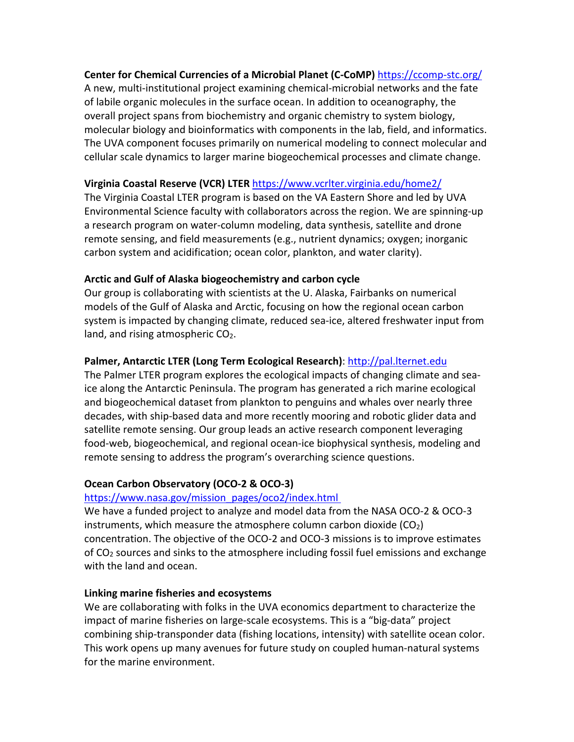**Center for Chemical Currencies of a Microbial Planet (C-CoMP)** https://ccomp-stc.org/

A new, multi-institutional project examining chemical-microbial networks and the fate of labile organic molecules in the surface ocean. In addition to oceanography, the overall project spans from biochemistry and organic chemistry to system biology, molecular biology and bioinformatics with components in the lab, field, and informatics. The UVA component focuses primarily on numerical modeling to connect molecular and cellular scale dynamics to larger marine biogeochemical processes and climate change.

**Virginia Coastal Reserve (VCR) LTER** https://www.vcrlter.virginia.edu/home2/

The Virginia Coastal LTER program is based on the VA Eastern Shore and led by UVA Environmental Science faculty with collaborators across the region. We are spinning-up a research program on water-column modeling, data synthesis, satellite and drone remote sensing, and field measurements (e.g., nutrient dynamics; oxygen; inorganic carbon system and acidification; ocean color, plankton, and water clarity).

**Arctic and Gulf of Alaska biogeochemistry and carbon cycle**

Our group is collaborating with scientists at the U. Alaska, Fairbanks on numerical models of the Gulf of Alaska and Arctic, focusing on how the regional ocean carbon system is impacted by changing climate, reduced sea-ice, altered freshwater input from land, and rising atmospheric $CO_2$.

**Palmer, Antarctic LTER (Long Term Ecological Research)**: http://pal.lternet.edu

The Palmer LTER program explores the ecological impacts of changing climate and sea-ice along the Antarctic Peninsula. The program has generated a rich marine ecological and biogeochemical dataset from plankton to penguins and whales over nearly three decades, with ship-based data and more recently mooring and robotic glider data and satellite remote sensing. Our group leads an active research component leveraging food-web, biogeochemical, and regional ocean-ice biophysical synthesis, modeling and remote sensing to address the program's overarching science questions.

**Ocean Carbon Observatory (OCO-2 & OCO-3)**

https://www.nasa.gov/mission_pages/oco2/index.html

We have a funded project to analyze and model data from the NASA OCO-2 & OCO-3 instruments, which measure the atmosphere column carbon dioxide ($CO_2$) concentration. The objective of the OCO-2 and OCO-3 missions is to improve estimates of $CO_2$ sources and sinks to the atmosphere including fossil fuel emissions and exchange with the land and ocean.

**Linking marine fisheries and ecosystems**

We are collaborating with folks in the UVA economics department to characterize the impact of marine fisheries on large-scale ecosystems. This is a "big-data" project combining ship-transponder data (fishing locations, intensity) with satellite ocean color. This work opens up many avenues for future study on coupled human-natural systems for the marine environment.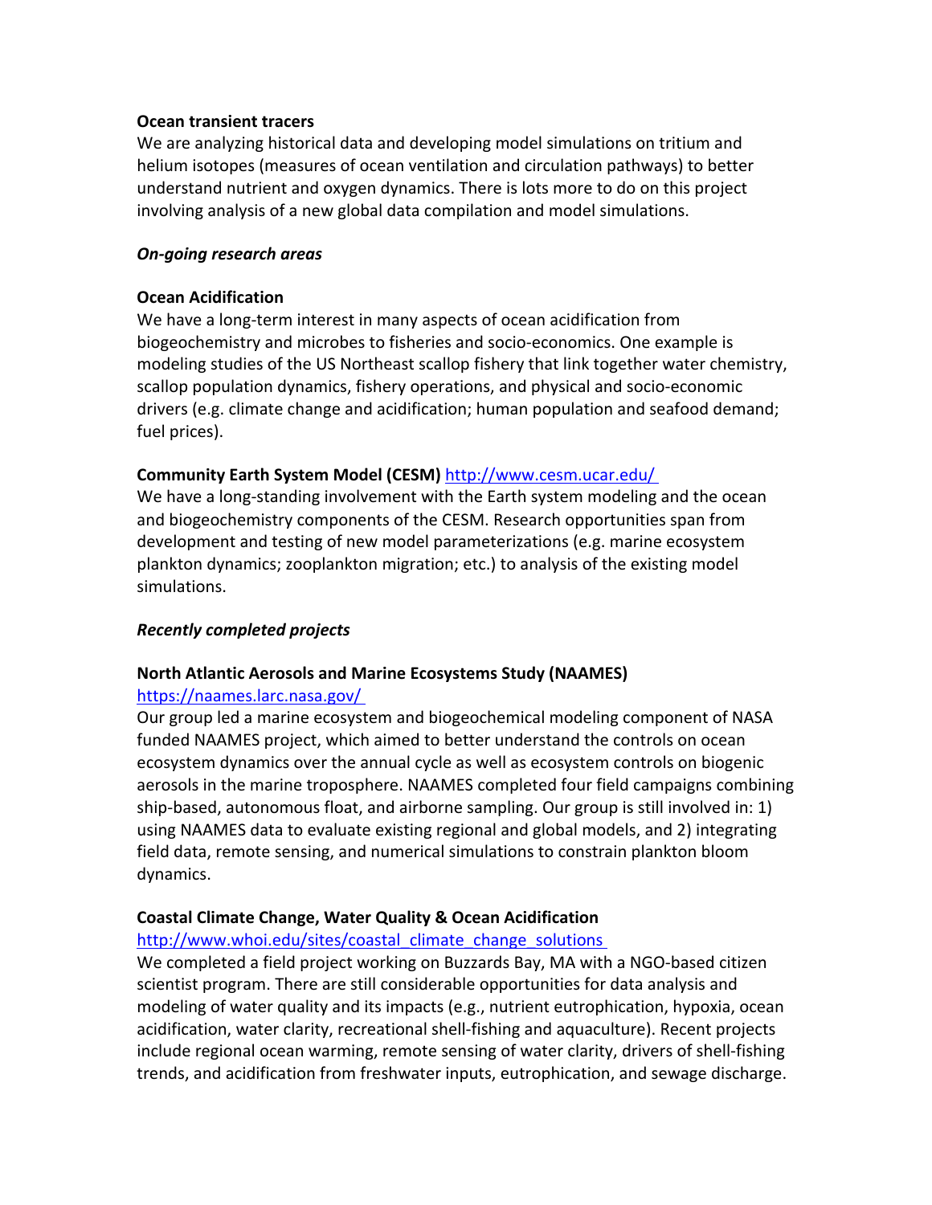**Ocean transient tracers**

We are analyzing historical data and developing model simulations on tritium and helium isotopes (measures of ocean ventilation and circulation pathways) to better understand nutrient and oxygen dynamics. There is lots more to do on this project involving analysis of a new global data compilation and model simulations.

***On-going research areas***

**Ocean Acidification**

We have a long-term interest in many aspects of ocean acidification from biogeochemistry and microbes to fisheries and socio-economics. One example is modeling studies of the US Northeast scallop fishery that link together water chemistry, scallop population dynamics, fishery operations, and physical and socio-economic drivers (e.g. climate change and acidification; human population and seafood demand; fuel prices).

**Community Earth System Model (CESM)** [http://www.cesm.ucar.edu/](http://www.cesm.ucar.edu/)

We have a long-standing involvement with the Earth system modeling and the ocean and biogeochemistry components of the CESM. Research opportunities span from development and testing of new model parameterizations (e.g. marine ecosystem plankton dynamics; zooplankton migration; etc.) to analysis of the existing model simulations.

***Recently completed projects***

**North Atlantic Aerosols and Marine Ecosystems Study (NAAMES)**

[https://naames.larc.nasa.gov/](https://naames.larc.nasa.gov/)

Our group led a marine ecosystem and biogeochemical modeling component of NASA funded NAAMES project, which aimed to better understand the controls on ocean ecosystem dynamics over the annual cycle as well as ecosystem controls on biogenic aerosols in the marine troposphere. NAAMES completed four field campaigns combining ship-based, autonomous float, and airborne sampling. Our group is still involved in: 1) using NAAMES data to evaluate existing regional and global models, and 2) integrating field data, remote sensing, and numerical simulations to constrain plankton bloom dynamics.

**Coastal Climate Change, Water Quality & Ocean Acidification**

[http://www.whoi.edu/sites/coastal_climate_change_solutions](http://www.whoi.edu/sites/coastal_climate_change_solutions)

We completed a field project working on Buzzards Bay, MA with a NGO-based citizen scientist program. There are still considerable opportunities for data analysis and modeling of water quality and its impacts (e.g., nutrient eutrophication, hypoxia, ocean acidification, water clarity, recreational shell-fishing and aquaculture). Recent projects include regional ocean warming, remote sensing of water clarity, drivers of shell-fishing trends, and acidification from freshwater inputs, eutrophication, and sewage discharge.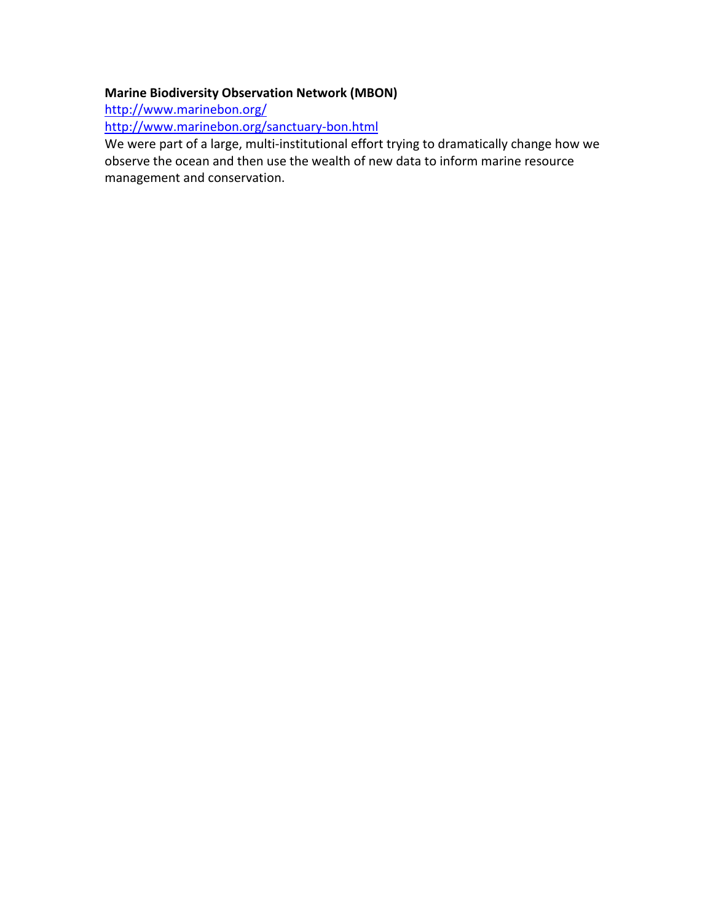**Marine Biodiversity Observation Network (MBON)**

http://www.marinebon.org/

http://www.marinebon.org/sanctuary-bon.html

We were part of a large, multi-institutional effort trying to dramatically change how we observe the ocean and then use the wealth of new data to inform marine resource management and conservation.